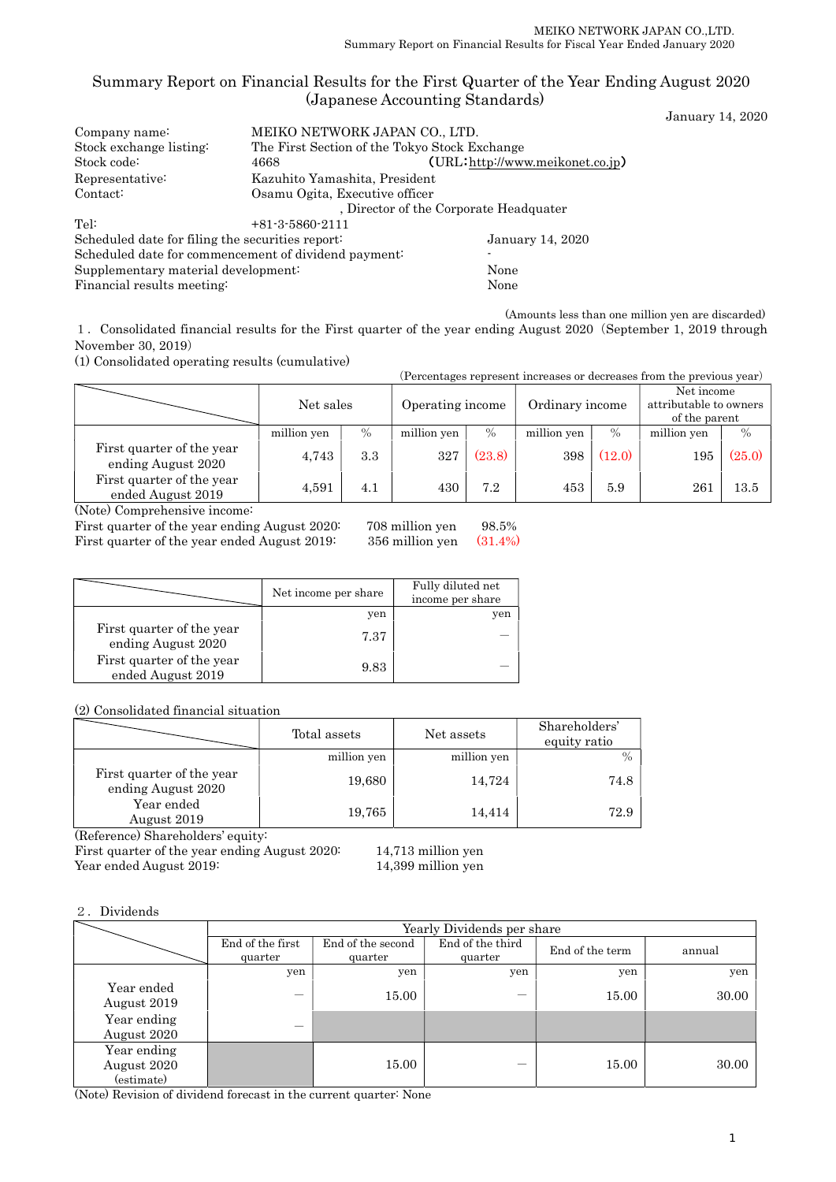# Summary Report on Financial Results for the First Quarter of the Year Ending August 2020 (Japanese Accounting Standards)

January 14, 2020

| | |
|---|---|
| Company name: | MEIKO NETWORK JAPAN CO., LTD. |
| Stock exchange listing: | The First Section of the Tokyo Stock Exchange |
| Stock code: | 4668 （URL:http://www.meikonet.co.jp） |
| Representative: | Kazuhito Yamashita, President |
| Contact: | Osamu Ogita, Executive officer, Director of the Corporate Headquater |
| Tel: | +81-3-5860-2111 |

Scheduled date for filing the securities report: January 14, 2020
Scheduled date for commencement of dividend payment: -
Supplementary material development: None
Financial results meeting: None

(Amounts less than one million yen are discarded)

１．Consolidated financial results for the First quarter of the year ending August 2020（September 1, 2019 through November 30, 2019）

(1) Consolidated operating results (cumulative)

(Percentages represent increases or decreases from the previous year)

| | Net sales | | Operating income | | Ordinary income | | Net income attributable to owners of the parent | |
|---|---|---|---|---|---|---|---|---|
| | million yen | % | million yen | % | million yen | % | million yen | % |
| First quarter of the year ending August 2020 | 4,743 | 3.3 | 327 | (23.8) | 398 | (12.0) | 195 | (25.0) |
| First quarter of the year ended August 2019 | 4,591 | 4.1 | 430 | 7.2 | 453 | 5.9 | 261 | 13.5 |

(Note) Comprehensive income:
First quarter of the year ending August 2020: 708 million yen 98.5%
First quarter of the year ended August 2019: 356 million yen (31.4%)

| | Net income per share | Fully diluted net income per share |
|---|---|---|
| | yen | yen |
| First quarter of the year ending August 2020 | 7.37 | ― |
| First quarter of the year ended August 2019 | 9.83 | ― |

(2) Consolidated financial situation

| | Total assets | Net assets | Shareholders' equity ratio |
|---|---|---|---|
| | million yen | million yen | % |
| First quarter of the year ending August 2020 | 19,680 | 14,724 | 74.8 |
| Year ended August 2019 | 19,765 | 14,414 | 72.9 |

(Reference) Shareholders' equity:
First quarter of the year ending August 2020: 14,713 million yen
Year ended August 2019: 14,399 million yen

２．Dividends

| | Yearly Dividends per share | | | | |
|---|---|---|---|---|---|
| | End of the first quarter | End of the second quarter | End of the third quarter | End of the term | annual |
| | yen | yen | yen | yen | yen |
| Year ended August 2019 | ― | 15.00 | ― | 15.00 | 30.00 |
| Year ending August 2020 | ― | | | | |
| Year ending August 2020 (estimate) | | 15.00 | ― | 15.00 | 30.00 |

(Note) Revision of dividend forecast in the current quarter: None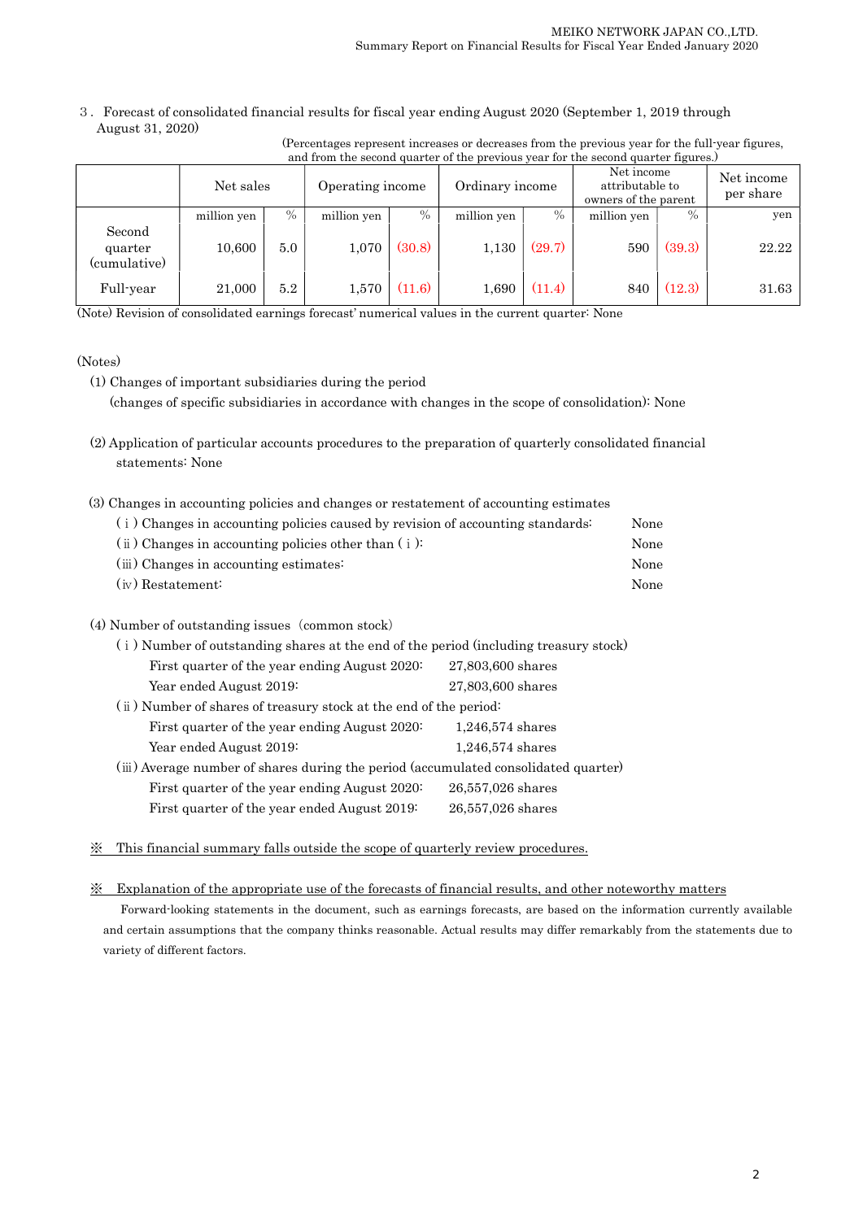3．Forecast of consolidated financial results for fiscal year ending August 2020 (September 1, 2019 through August 31, 2020)

(Percentages represent increases or decreases from the previous year for the full-year figures, and from the second quarter of the previous year for the second quarter figures.)

| | Net sales | | Operating income | | Ordinary income | | Net income attributable to owners of the parent | | Net income per share |
|---|---|---|---|---|---|---|---|---|---|
| | million yen | % | million yen | % | million yen | % | million yen | % | yen |
| Second quarter (cumulative) | 10,600 | 5.0 | 1,070 | (30.8) | 1,130 | (29.7) | 590 | (39.3) | 22.22 |
| Full-year | 21,000 | 5.2 | 1,570 | (11.6) | 1,690 | (11.4) | 840 | (12.3) | 31.63 |

(Note) Revision of consolidated earnings forecast' numerical values in the current quarter: None

(Notes)

(1) Changes of important subsidiaries during the period
(changes of specific subsidiaries in accordance with changes in the scope of consolidation): None

(2) Application of particular accounts procedures to the preparation of quarterly consolidated financial statements: None

(3) Changes in accounting policies and changes or restatement of accounting estimates

(ⅰ) Changes in accounting policies caused by revision of accounting standards: None
(ⅱ) Changes in accounting policies other than (ⅰ): None
(ⅲ) Changes in accounting estimates: None
(ⅳ) Restatement: None

(4) Number of outstanding issues（common stock）

(ⅰ) Number of outstanding shares at the end of the period (including treasury stock)
First quarter of the year ending August 2020: 27,803,600 shares
Year ended August 2019: 27,803,600 shares

(ⅱ) Number of shares of treasury stock at the end of the period:
First quarter of the year ending August 2020: 1,246,574 shares
Year ended August 2019: 1,246,574 shares

(ⅲ) Average number of shares during the period (accumulated consolidated quarter)
First quarter of the year ending August 2020: 26,557,026 shares
First quarter of the year ended August 2019: 26,557,026 shares

※ This financial summary falls outside the scope of quarterly review procedures.

※ Explanation of the appropriate use of the forecasts of financial results, and other noteworthy matters

Forward-looking statements in the document, such as earnings forecasts, are based on the information currently available and certain assumptions that the company thinks reasonable. Actual results may differ remarkably from the statements due to variety of different factors.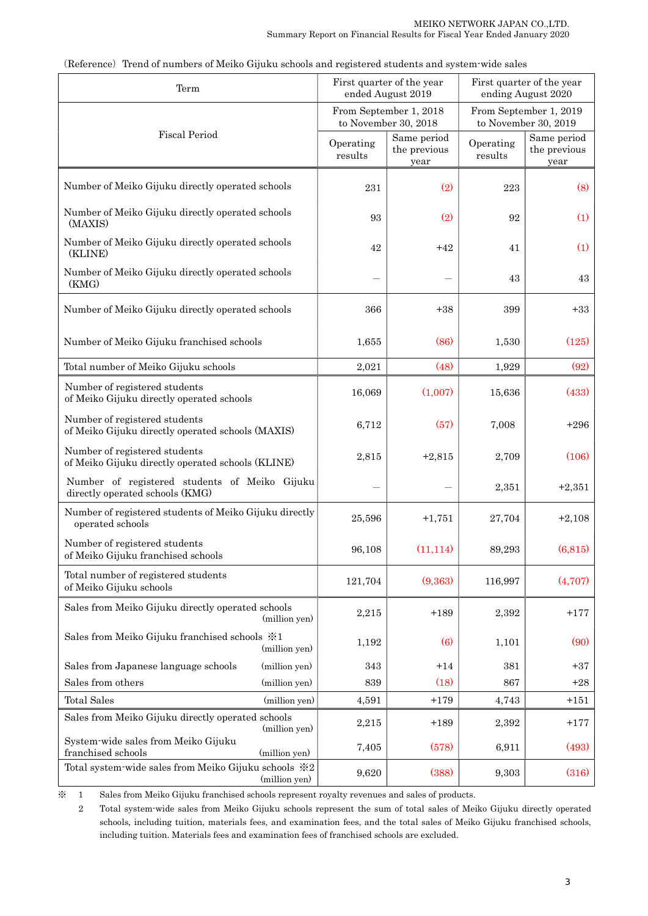(Reference) Trend of numbers of Meiko Gijuku schools and registered students and system-wide sales

| Term | First quarter of the year ended August 2019 | | First quarter of the year ending August 2020 | |
|---|---|---|---|---|
| Fiscal Period | From September 1, 2018 to November 30, 2018 | | From September 1, 2019 to November 30, 2019 | |
| | Operating results | Same period the previous year | Operating results | Same period the previous year |
| Number of Meiko Gijuku directly operated schools | 231 | (2) | 223 | (8) |
| Number of Meiko Gijuku directly operated schools (MAXIS) | 93 | (2) | 92 | (1) |
| Number of Meiko Gijuku directly operated schools (KLINE) | 42 | +42 | 41 | (1) |
| Number of Meiko Gijuku directly operated schools (KMG) | — | — | 43 | 43 |
| Number of Meiko Gijuku directly operated schools | 366 | +38 | 399 | +33 |
| Number of Meiko Gijuku franchised schools | 1,655 | (86) | 1,530 | (125) |
| Total number of Meiko Gijuku schools | 2,021 | (48) | 1,929 | (92) |
| Number of registered students of Meiko Gijuku directly operated schools | 16,069 | (1,007) | 15,636 | (433) |
| Number of registered students of Meiko Gijuku directly operated schools (MAXIS) | 6,712 | (57) | 7,008 | +296 |
| Number of registered students of Meiko Gijuku directly operated schools (KLINE) | 2,815 | +2,815 | 2,709 | (106) |
| Number of registered students of Meiko Gijuku directly operated schools (KMG) | — | — | 2,351 | +2,351 |
| Number of registered students of Meiko Gijuku directly operated schools | 25,596 | +1,751 | 27,704 | +2,108 |
| Number of registered students of Meiko Gijuku franchised schools | 96,108 | (11,114) | 89,293 | (6,815) |
| Total number of registered students of Meiko Gijuku schools | 121,704 | (9,363) | 116,997 | (4,707) |
| Sales from Meiko Gijuku directly operated schools (million yen) | 2,215 | +189 | 2,392 | +177 |
| Sales from Meiko Gijuku franchised schools ※1 (million yen) | 1,192 | (6) | 1,101 | (90) |
| Sales from Japanese language schools (million yen) | 343 | +14 | 381 | +37 |
| Sales from others (million yen) | 839 | (18) | 867 | +28 |
| Total Sales (million yen) | 4,591 | +179 | 4,743 | +151 |
| Sales from Meiko Gijuku directly operated schools (million yen) | 2,215 | +189 | 2,392 | +177 |
| System-wide sales from Meiko Gijuku franchised schools (million yen) | 7,405 | (578) | 6,911 | (493) |
| Total system-wide sales from Meiko Gijuku schools ※2 (million yen) | 9,620 | (388) | 9,303 | (316) |

※ 1 Sales from Meiko Gijuku franchised schools represent royalty revenues and sales of products.

2 Total system-wide sales from Meiko Gijuku schools represent the sum of total sales of Meiko Gijuku directly operated schools, including tuition, materials fees, and examination fees, and the total sales of Meiko Gijuku franchised schools, including tuition. Materials fees and examination fees of franchised schools are excluded.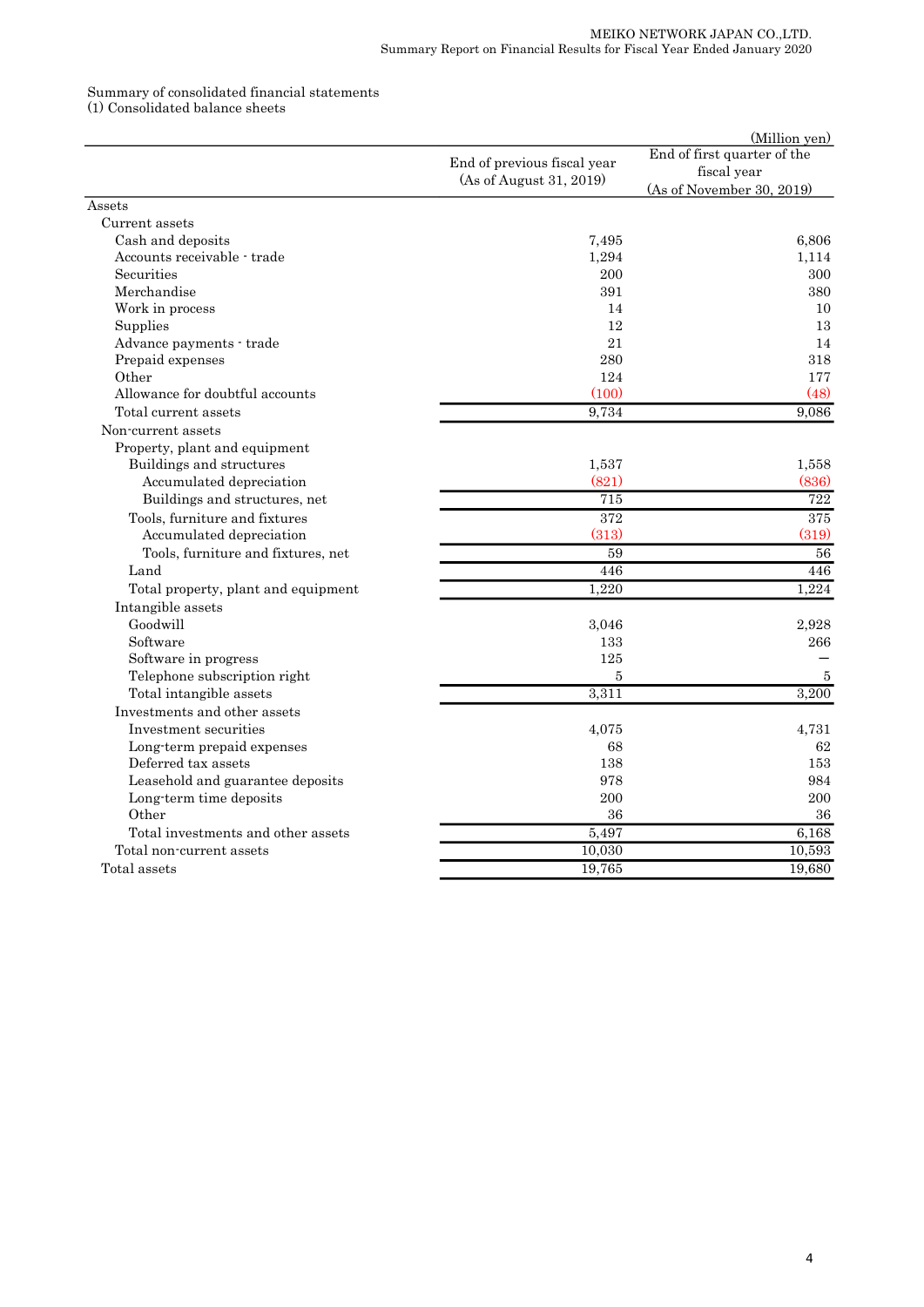Summary of consolidated financial statements

(1) Consolidated balance sheets

(Million yen)

| | End of previous fiscal year (As of August 31, 2019) | End of first quarter of the fiscal year (As of November 30, 2019) |
|---|---|---|
| Assets | | |
| Current assets | | |
| Cash and deposits | 7,495 | 6,806 |
| Accounts receivable - trade | 1,294 | 1,114 |
| Securities | 200 | 300 |
| Merchandise | 391 | 380 |
| Work in process | 14 | 10 |
| Supplies | 12 | 13 |
| Advance payments - trade | 21 | 14 |
| Prepaid expenses | 280 | 318 |
| Other | 124 | 177 |
| Allowance for doubtful accounts | (100) | (48) |
| Total current assets | 9,734 | 9,086 |
| Non-current assets | | |
| Property, plant and equipment | | |
| Buildings and structures | 1,537 | 1,558 |
| Accumulated depreciation | (821) | (836) |
| Buildings and structures, net | 715 | 722 |
| Tools, furniture and fixtures | 372 | 375 |
| Accumulated depreciation | (313) | (319) |
| Tools, furniture and fixtures, net | 59 | 56 |
| Land | 446 | 446 |
| Total property, plant and equipment | 1,220 | 1,224 |
| Intangible assets | | |
| Goodwill | 3,046 | 2,928 |
| Software | 133 | 266 |
| Software in progress | 125 | — |
| Telephone subscription right | 5 | 5 |
| Total intangible assets | 3,311 | 3,200 |
| Investments and other assets | | |
| Investment securities | 4,075 | 4,731 |
| Long-term prepaid expenses | 68 | 62 |
| Deferred tax assets | 138 | 153 |
| Leasehold and guarantee deposits | 978 | 984 |
| Long-term time deposits | 200 | 200 |
| Other | 36 | 36 |
| Total investments and other assets | 5,497 | 6,168 |
| Total non-current assets | 10,030 | 10,593 |
| Total assets | 19,765 | 19,680 |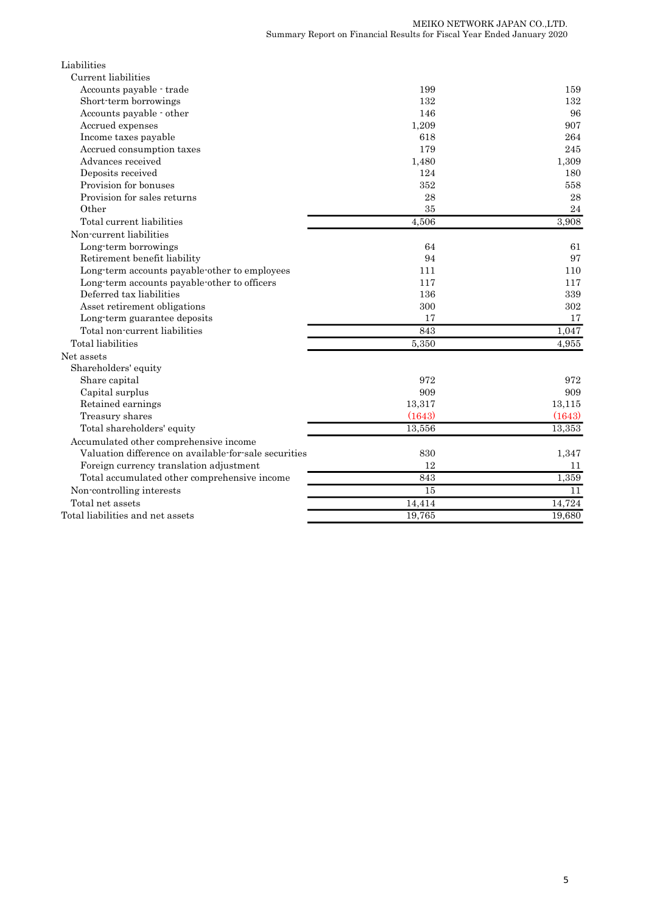| | | |
|---|---|---|
| Liabilities | | |
| Current liabilities | | |
| Accounts payable - trade | 199 | 159 |
| Short-term borrowings | 132 | 132 |
| Accounts payable - other | 146 | 96 |
| Accrued expenses | 1,209 | 907 |
| Income taxes payable | 618 | 264 |
| Accrued consumption taxes | 179 | 245 |
| Advances received | 1,480 | 1,309 |
| Deposits received | 124 | 180 |
| Provision for bonuses | 352 | 558 |
| Provision for sales returns | 28 | 28 |
| Other | 35 | 24 |
| Total current liabilities | 4,506 | 3,908 |
| Non-current liabilities | | |
| Long-term borrowings | 64 | 61 |
| Retirement benefit liability | 94 | 97 |
| Long-term accounts payable-other to employees | 111 | 110 |
| Long-term accounts payable-other to officers | 117 | 117 |
| Deferred tax liabilities | 136 | 339 |
| Asset retirement obligations | 300 | 302 |
| Long-term guarantee deposits | 17 | 17 |
| Total non-current liabilities | 843 | 1,047 |
| Total liabilities | 5,350 | 4,955 |
| Net assets | | |
| Shareholders' equity | | |
| Share capital | 972 | 972 |
| Capital surplus | 909 | 909 |
| Retained earnings | 13,317 | 13,115 |
| Treasury shares | (1643) | (1643) |
| Total shareholders' equity | 13,556 | 13,353 |
| Accumulated other comprehensive income | | |
| Valuation difference on available-for-sale securities | 830 | 1,347 |
| Foreign currency translation adjustment | 12 | 11 |
| Total accumulated other comprehensive income | 843 | 1,359 |
| Non-controlling interests | 15 | 11 |
| Total net assets | 14,414 | 14,724 |
| Total liabilities and net assets | 19,765 | 19,680 |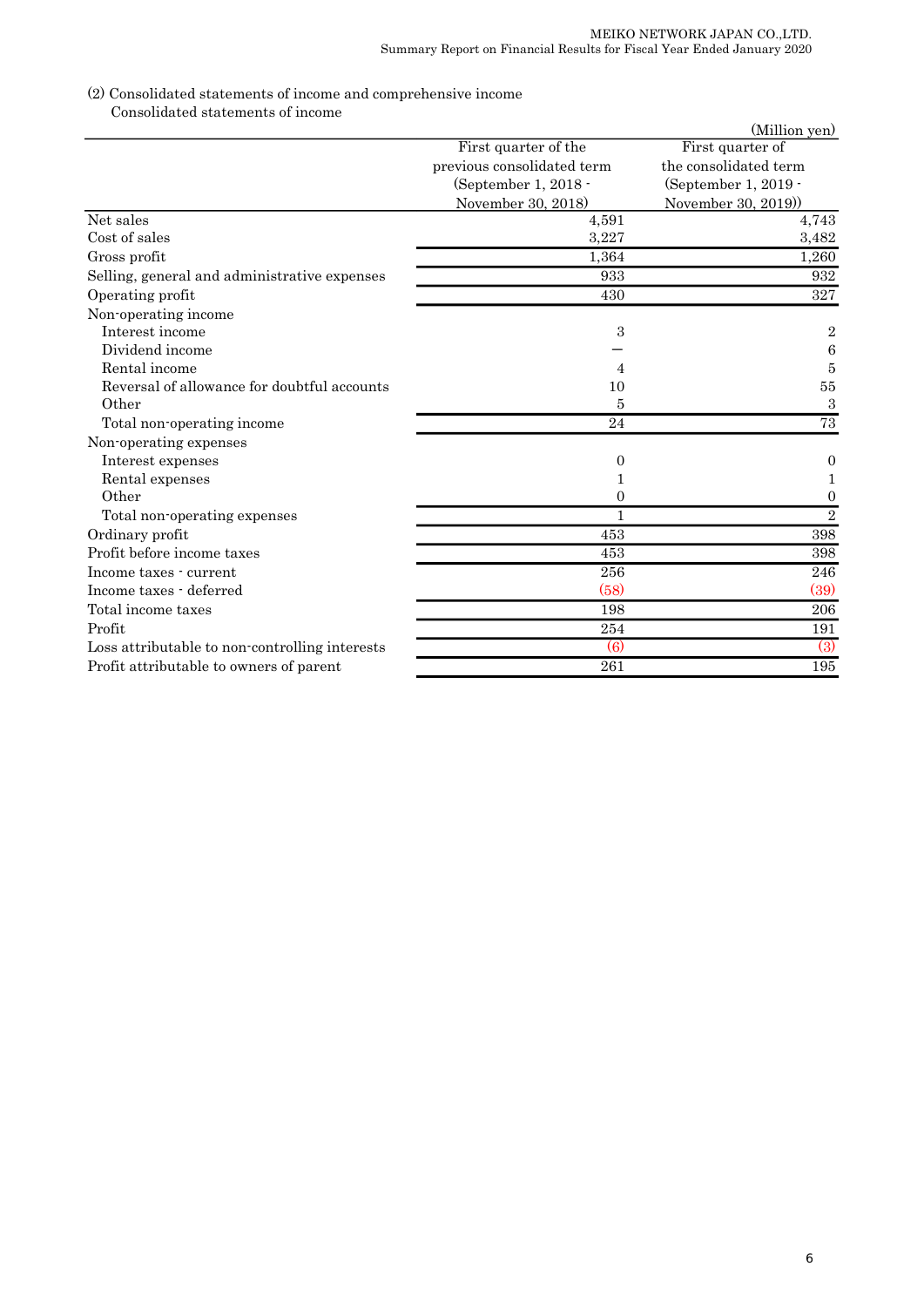(2) Consolidated statements of income and comprehensive income

Consolidated statements of income

(Million yen)

| | First quarter of the previous consolidated term (September 1, 2018 - November 30, 2018) | First quarter of the consolidated term (September 1, 2019 - November 30, 2019)) |
|---|---|---|
| Net sales | 4,591 | 4,743 |
| Cost of sales | 3,227 | 3,482 |
| Gross profit | 1,364 | 1,260 |
| Selling, general and administrative expenses | 933 | 932 |
| Operating profit | 430 | 327 |
| Non-operating income | | |
| Interest income | 3 | 2 |
| Dividend income | ― | 6 |
| Rental income | 4 | 5 |
| Reversal of allowance for doubtful accounts | 10 | 55 |
| Other | 5 | 3 |
| Total non-operating income | 24 | 73 |
| Non-operating expenses | | |
| Interest expenses | 0 | 0 |
| Rental expenses | 1 | 1 |
| Other | 0 | 0 |
| Total non-operating expenses | 1 | 2 |
| Ordinary profit | 453 | 398 |
| Profit before income taxes | 453 | 398 |
| Income taxes - current | 256 | 246 |
| Income taxes - deferred | (58) | (39) |
| Total income taxes | 198 | 206 |
| Profit | 254 | 191 |
| Loss attributable to non-controlling interests | (6) | (3) |
| Profit attributable to owners of parent | 261 | 195 |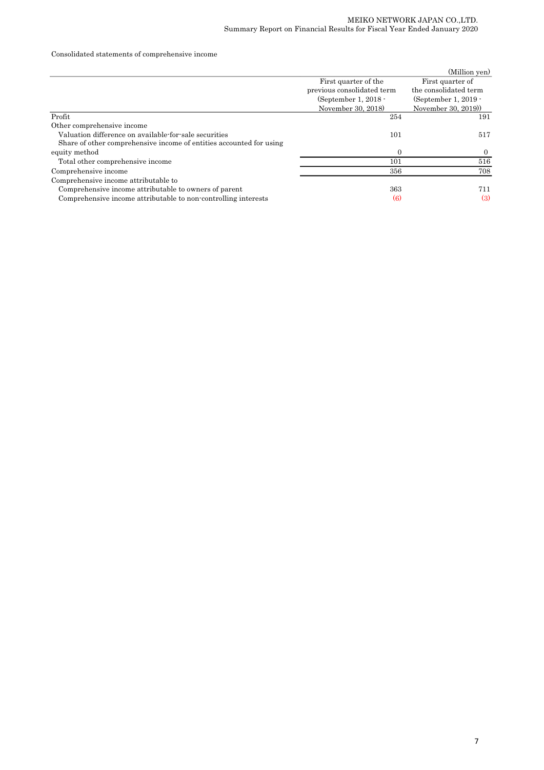Consolidated statements of comprehensive income

| | | (Million yen) |
|---|---|---|
| | First quarter of the previous consolidated term (September 1, 2018 - November 30, 2018) | First quarter of the consolidated term (September 1, 2019 - November 30, 2019)) |
| Profit | 254 | 191 |
| Other comprehensive income | | |
| Valuation difference on available-for-sale securities | 101 | 517 |
| Share of other comprehensive income of entities accounted for using equity method | 0 | 0 |
| Total other comprehensive income | 101 | 516 |
| Comprehensive income | 356 | 708 |
| Comprehensive income attributable to | | |
| Comprehensive income attributable to owners of parent | 363 | 711 |
| Comprehensive income attributable to non-controlling interests | (6) | (3) |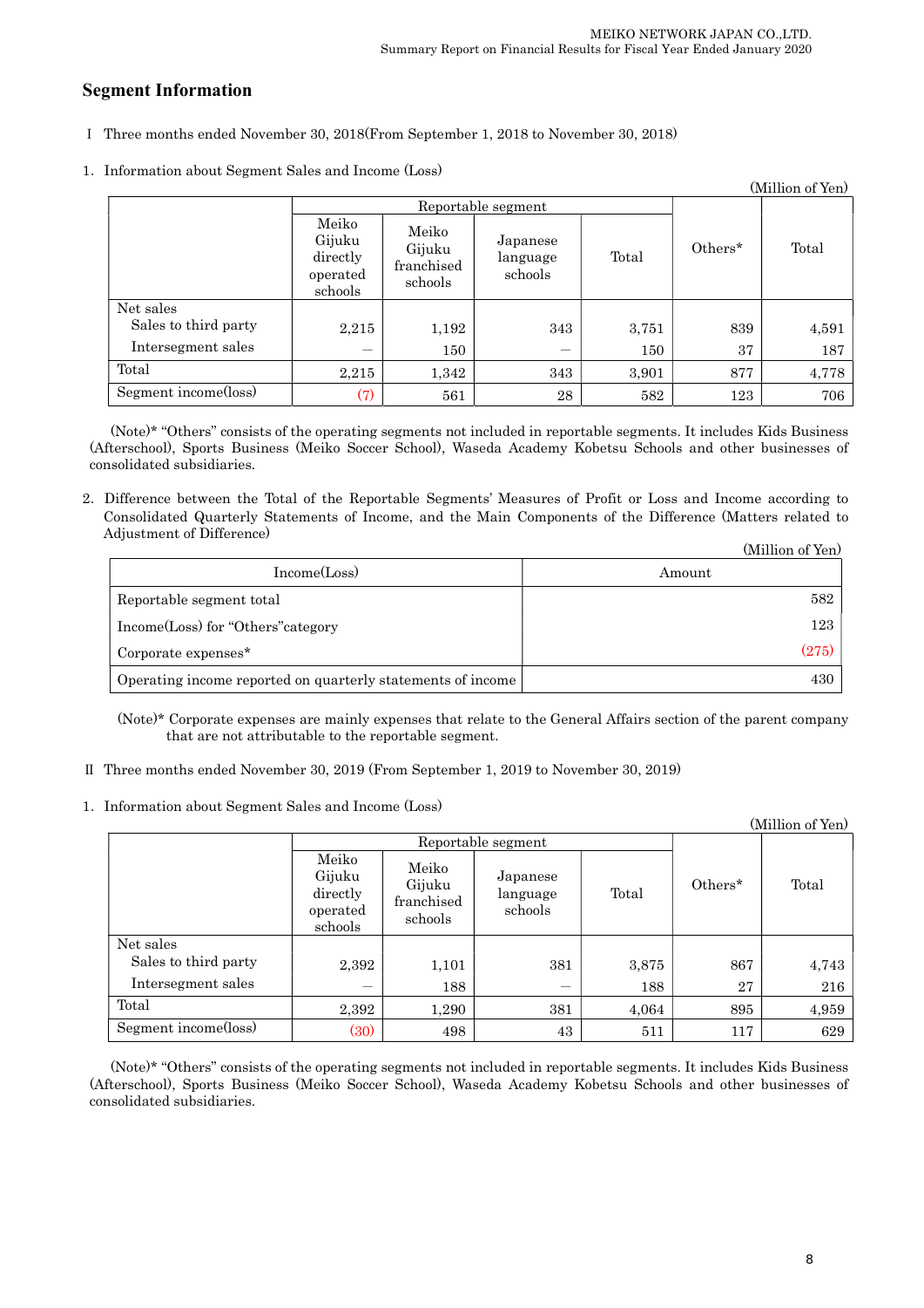## Segment Information

I Three months ended November 30, 2018(From September 1, 2018 to November 30, 2018)

1. Information about Segment Sales and Income (Loss)

(Million of Yen)

| | Reportable segment | | | | Others* | Total |
|---|---|---|---|---|---|---|
| | Meiko Gijuku directly operated schools | Meiko Gijuku franchised schools | Japanese language schools | Total | | |
| Net sales | | | | | | |
| Sales to third party | 2,215 | 1,192 | 343 | 3,751 | 839 | 4,591 |
| Intersegment sales | — | 150 | — | 150 | 37 | 187 |
| Total | 2,215 | 1,342 | 343 | 3,901 | 877 | 4,778 |
| Segment income(loss) | (7) | 561 | 28 | 582 | 123 | 706 |

(Note)* "Others" consists of the operating segments not included in reportable segments. It includes Kids Business (Afterschool), Sports Business (Meiko Soccer School), Waseda Academy Kobetsu Schools and other businesses of consolidated subsidiaries.

2. Difference between the Total of the Reportable Segments' Measures of Profit or Loss and Income according to Consolidated Quarterly Statements of Income, and the Main Components of the Difference (Matters related to Adjustment of Difference)

(Million of Yen)

| Income(Loss) | Amount |
|---|---|
| Reportable segment total | 582 |
| Income(Loss) for "Others"category | 123 |
| Corporate expenses* | (275) |
| Operating income reported on quarterly statements of income | 430 |

(Note)* Corporate expenses are mainly expenses that relate to the General Affairs section of the parent company that are not attributable to the reportable segment.

II Three months ended November 30, 2019 (From September 1, 2019 to November 30, 2019)

1. Information about Segment Sales and Income (Loss)

(Million of Yen)

| | Reportable segment | | | | Others* | Total |
|---|---|---|---|---|---|---|
| | Meiko Gijuku directly operated schools | Meiko Gijuku franchised schools | Japanese language schools | Total | | |
| Net sales | | | | | | |
| Sales to third party | 2,392 | 1,101 | 381 | 3,875 | 867 | 4,743 |
| Intersegment sales | — | 188 | — | 188 | 27 | 216 |
| Total | 2,392 | 1,290 | 381 | 4,064 | 895 | 4,959 |
| Segment income(loss) | (30) | 498 | 43 | 511 | 117 | 629 |

(Note)* "Others" consists of the operating segments not included in reportable segments. It includes Kids Business (Afterschool), Sports Business (Meiko Soccer School), Waseda Academy Kobetsu Schools and other businesses of consolidated subsidiaries.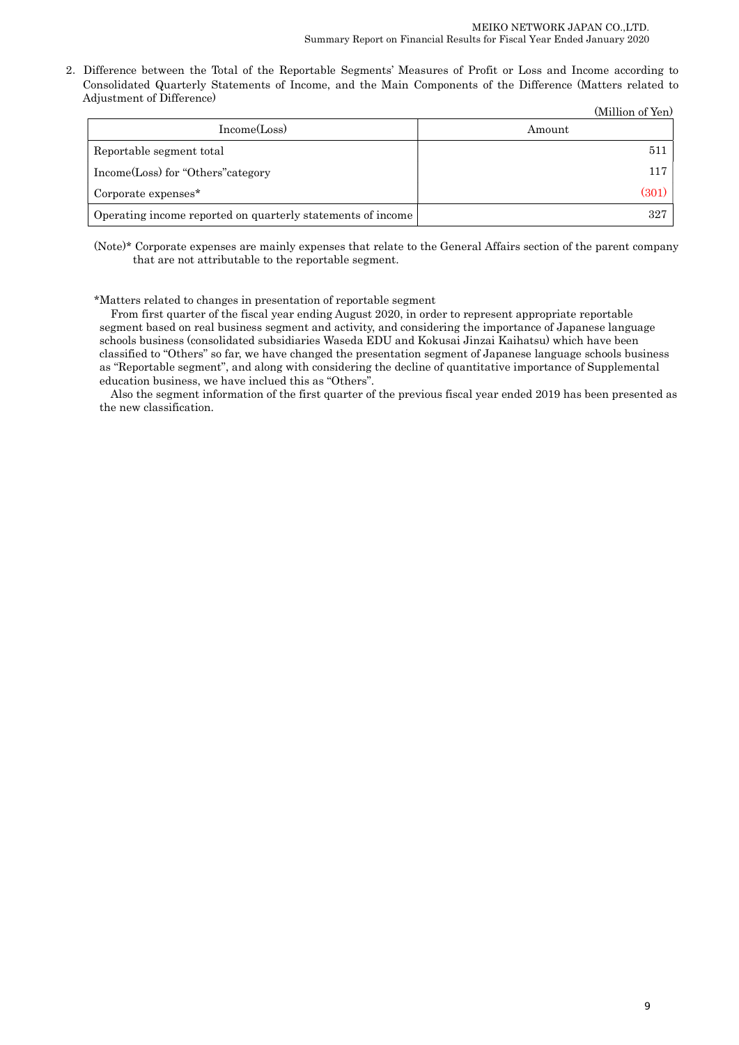2. Difference between the Total of the Reportable Segments' Measures of Profit or Loss and Income according to Consolidated Quarterly Statements of Income, and the Main Components of the Difference (Matters related to Adjustment of Difference)

(Million of Yen)

| Income(Loss) | Amount |
|---|---|
| Reportable segment total | 511 |
| Income(Loss) for "Others"category | 117 |
| Corporate expenses* | (301) |
| Operating income reported on quarterly statements of income | 327 |

(Note)* Corporate expenses are mainly expenses that relate to the General Affairs section of the parent company that are not attributable to the reportable segment.

*Matters related to changes in presentation of reportable segment

From first quarter of the fiscal year ending August 2020, in order to represent appropriate reportable segment based on real business segment and activity, and considering the importance of Japanese language schools business (consolidated subsidiaries Waseda EDU and Kokusai Jinzai Kaihatsu) which have been classified to "Others" so far, we have changed the presentation segment of Japanese language schools business as "Reportable segment", and along with considering the decline of quantitative importance of Supplemental education business, we have inclued this as "Others".

Also the segment information of the first quarter of the previous fiscal year ended 2019 has been presented as the new classification.